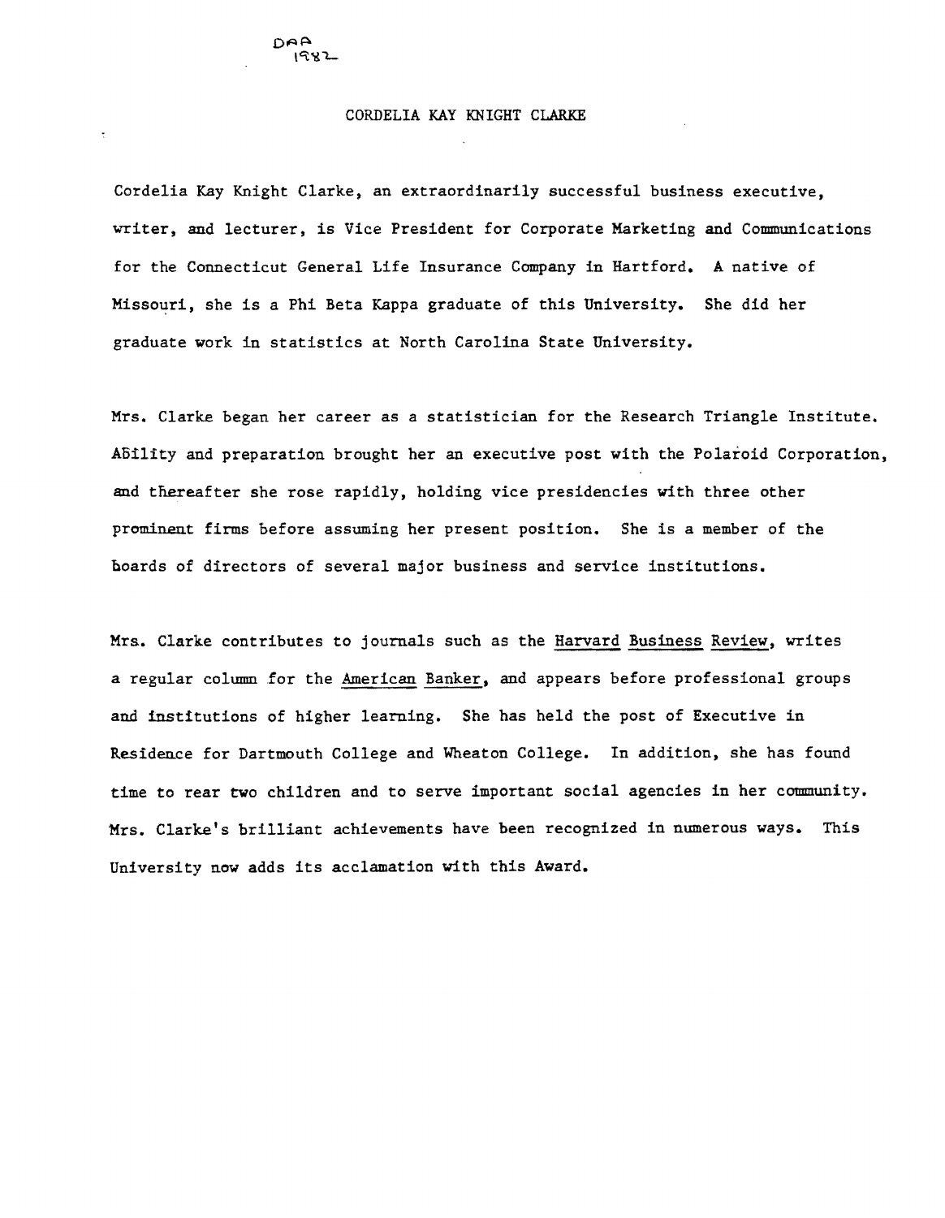DAA
1982

# CORDELIA KAY KNIGHT CLARKE

Cordelia Kay Knight Clarke, an extraordinarily successful business executive, writer, and lecturer, is Vice President for Corporate Marketing and Communications for the Connecticut General Life Insurance Company in Hartford. A native of Missouri, she is a Phi Beta Kappa graduate of this University. She did her graduate work in statistics at North Carolina State University.

Mrs. Clarke began her career as a statistician for the Research Triangle Institute. Ability and preparation brought her an executive post with the Polaroid Corporation, and thereafter she rose rapidly, holding vice presidencies with three other prominent firms before assuming her present position. She is a member of the boards of directors of several major business and service institutions.

Mrs. Clarke contributes to journals such as the Harvard Business Review, writes a regular column for the American Banker, and appears before professional groups and institutions of higher learning. She has held the post of Executive in Residence for Dartmouth College and Wheaton College. In addition, she has found time to rear two children and to serve important social agencies in her community. Mrs. Clarke's brilliant achievements have been recognized in numerous ways. This University now adds its acclamation with this Award.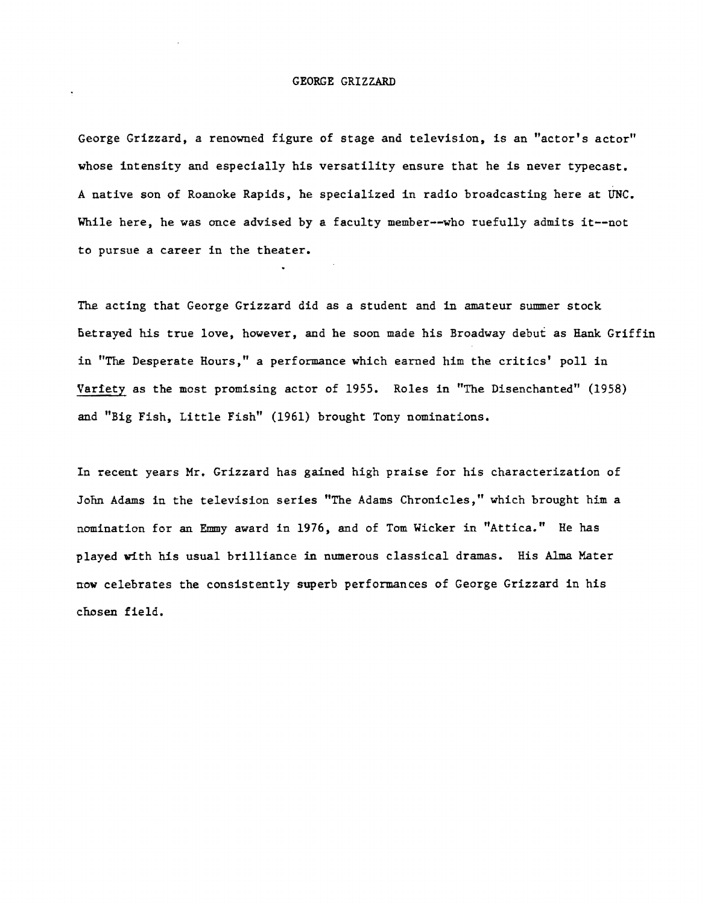# GEORGE GRIZZARD

George Grizzard, a renowned figure of stage and television, is an "actor's actor" whose intensity and especially his versatility ensure that he is never typecast. A native son of Roanoke Rapids, he specialized in radio broadcasting here at UNC. While here, he was once advised by a faculty member--who ruefully admits it--not to pursue a career in the theater.

The acting that George Grizzard did as a student and in amateur summer stock betrayed his true love, however, and he soon made his Broadway debut as Hank Griffin in "The Desperate Hours," a performance which earned him the critics' poll in Variety as the most promising actor of 1955. Roles in "The Disenchanted" (1958) and "Big Fish, Little Fish" (1961) brought Tony nominations.

In recent years Mr. Grizzard has gained high praise for his characterization of John Adams in the television series "The Adams Chronicles," which brought him a nomination for an Emmy award in 1976, and of Tom Wicker in "Attica." He has played with his usual brilliance in numerous classical dramas. His Alma Mater now celebrates the consistently superb performances of George Grizzard in his chosen field.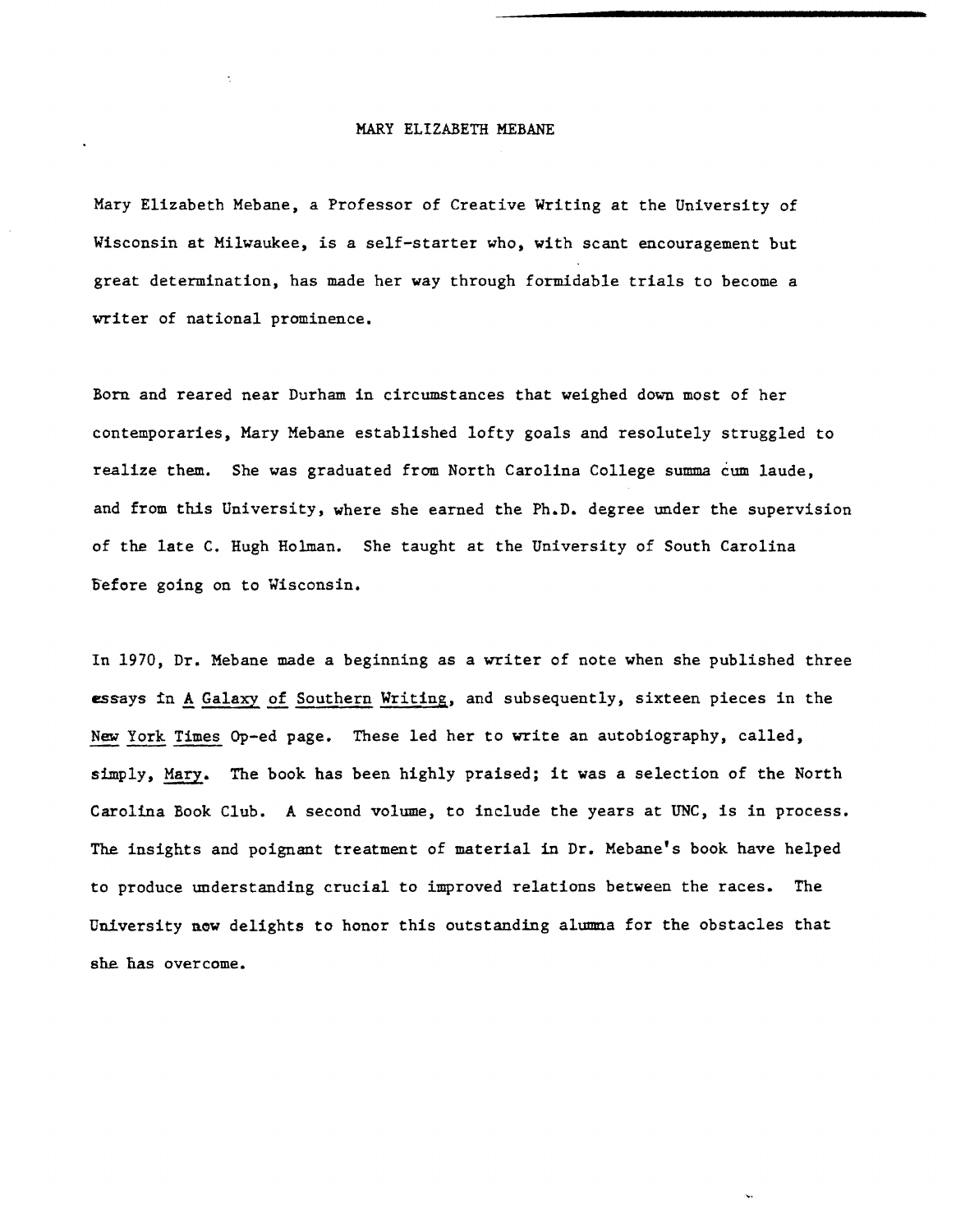# MARY ELIZABETH MEBANE

Mary Elizabeth Mebane, a Professor of Creative Writing at the University of Wisconsin at Milwaukee, is a self-starter who, with scant encouragement but great determination, has made her way through formidable trials to become a writer of national prominence.

Born and reared near Durham in circumstances that weighed down most of her contemporaries, Mary Mebane established lofty goals and resolutely struggled to realize them. She was graduated from North Carolina College summa cum laude, and from this University, where she earned the Ph.D. degree under the supervision of the late C. Hugh Holman. She taught at the University of South Carolina before going on to Wisconsin.

In 1970, Dr. Mebane made a beginning as a writer of note when she published three essays in _A Galaxy of Southern Writing_, and subsequently, sixteen pieces in the _New York Times_ Op-ed page. These led her to write an autobiography, called, simply, _Mary_. The book has been highly praised; it was a selection of the North Carolina Book Club. A second volume, to include the years at UNC, is in process. The insights and poignant treatment of material in Dr. Mebane's book have helped to produce understanding crucial to improved relations between the races. The University now delights to honor this outstanding alumna for the obstacles that she has overcome.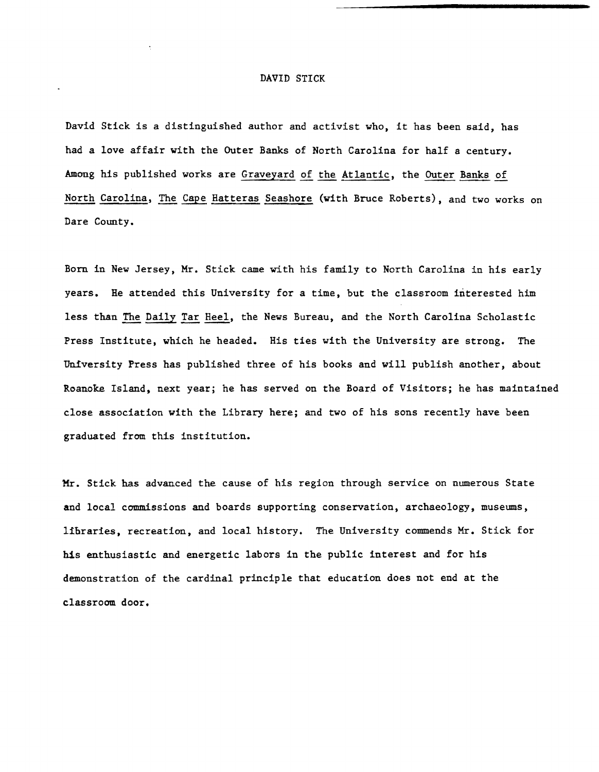# DAVID STICK

David Stick is a distinguished author and activist who, it has been said, has had a love affair with the Outer Banks of North Carolina for half a century. Among his published works are Graveyard of the Atlantic, the Outer Banks of North Carolina, The Cape Hatteras Seashore (with Bruce Roberts), and two works on Dare County.

Born in New Jersey, Mr. Stick came with his family to North Carolina in his early years. He attended this University for a time, but the classroom interested him less than The Daily Tar Heel, the News Bureau, and the North Carolina Scholastic Press Institute, which he headed. His ties with the University are strong. The University Press has published three of his books and will publish another, about Roanoke Island, next year; he has served on the Board of Visitors; he has maintained close association with the Library here; and two of his sons recently have been graduated from this institution.

Mr. Stick has advanced the cause of his region through service on numerous State and local commissions and boards supporting conservation, archaeology, museums, libraries, recreation, and local history. The University commends Mr. Stick for his enthusiastic and energetic labors in the public interest and for his demonstration of the cardinal principle that education does not end at the classroom door.